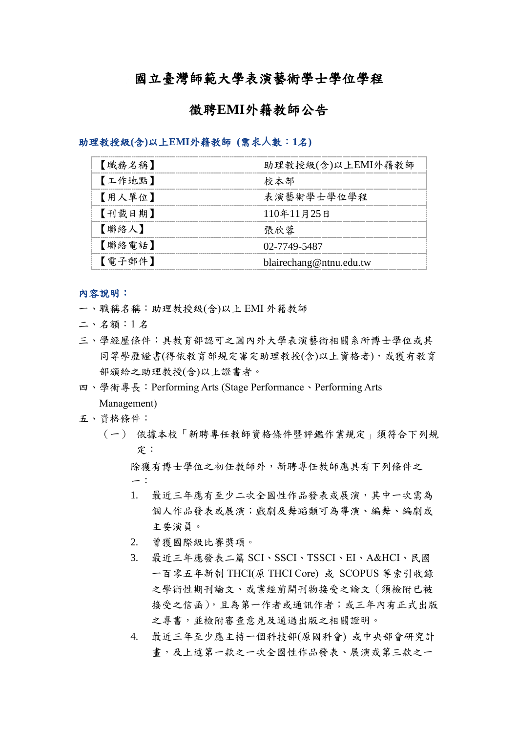# 國立臺灣師範大學表演藝術學士學位學程

# 徵聘EMI外籍教師公告

### 助理教授級(含)以上EMI外籍教師 (需求人數：1名)

| 【職務名稱】 | 助理教授級(含)以上EMI外籍教師 |
|---|---|
| 【工作地點】 | 校本部 |
| 【用人單位】 | 表演藝術學士學位學程 |
| 【刊載日期】 | 110年11月25日 |
| 【聯絡人】 | 張欣蓉 |
| 【聯絡電話】 | 02-7749-5487 |
| 【電子郵件】 | blairechang@ntnu.edu.tw |

**內容說明：**

一、職稱名稱：助理教授級(含)以上 EMI 外籍教師

二、名額：1 名

三、學經歷條件：具教育部認可之國內外大學表演藝術相關系所博士學位或其同等學歷證書(得依教育部規定審定助理教授(含)以上資格者)，或獲有教育部頒給之助理教授(含)以上證書者。

四、學術專長：Performing Arts (Stage Performance、Performing Arts Management)

五、資格條件：

（一） 依據本校「新聘專任教師資格條件暨評鑑作業規定」須符合下列規定：

除獲有博士學位之初任教師外，新聘專任教師應具有下列條件之一：

1. 最近三年應有至少二次全國性作品發表或展演，其中一次需為個人作品發表或展演；戲劇及舞蹈類可為導演、編舞、編劇或主要演員。
2. 曾獲國際級比賽獎項。
3. 最近三年應發表二篇 SCI、SSCI、TSSCI、EI、A&HCI、民國一百零五年新制 THCI(原 THCI Core) 或 SCOPUS 等索引收錄之學術性期刊論文、或業經前開刊物接受之論文（須檢附已被接受之信函），且為第一作者或通訊作者；或三年內有正式出版之專書，並檢附審查意見及通過出版之相關證明。
4. 最近三年至少應主持一個科技部(原國科會) 或中央部會研究計畫，及上述第一款之一次全國性作品發表、展演或第三款之一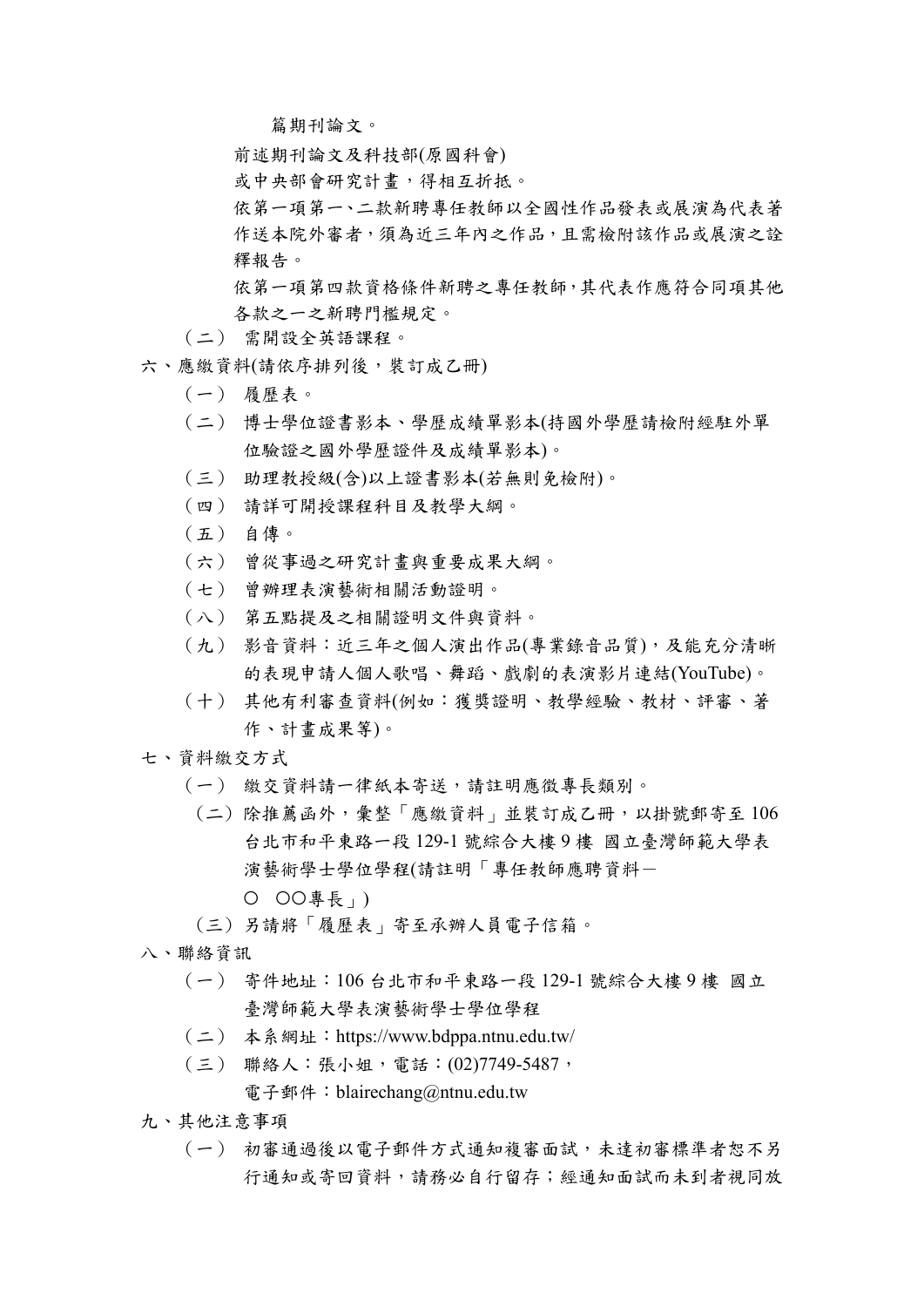篇期刊論文。

前述期刊論文及科技部(原國科會)

或中央部會研究計畫，得相互折抵。

依第一項第一、二款新聘專任教師以全國性作品發表或展演為代表著作送本院外審者，須為近三年內之作品，且需檢附該作品或展演之詮釋報告。

依第一項第四款資格條件新聘之專任教師，其代表作應符合同項其他各款之一之新聘門檻規定。

（二） 需開設全英語課程。

六、應繳資料(請依序排列後，裝訂成乙冊)

（一） 履歷表。

（二） 博士學位證書影本、學歷成績單影本(持國外學歷請檢附經駐外單位驗證之國外學歷證件及成績單影本)。

（三） 助理教授級(含)以上證書影本(若無則免檢附)。

（四） 請詳可開授課程科目及教學大綱。

（五） 自傳。

（六） 曾從事過之研究計畫與重要成果大綱。

（七） 曾辦理表演藝術相關活動證明。

（八） 第五點提及之相關證明文件與資料。

（九） 影音資料：近三年之個人演出作品(專業錄音品質)，及能充分清晰的表現申請人個人歌唱、舞蹈、戲劇的表演影片連結(YouTube)。

（十） 其他有利審查資料(例如：獲獎證明、教學經驗、教材、評審、著作、計畫成果等)。

七、資料繳交方式

（一） 繳交資料請一律紙本寄送，請註明應徵專長類別。

（二）除推薦函外，彙整「應繳資料」並裝訂成乙冊，以掛號郵寄至 106 台北市和平東路一段 129-1 號綜合大樓 9 樓 國立臺灣師範大學表演藝術學士學位學程(請註明「專任教師應聘資料－〇 〇〇專長」)

（三）另請將「履歷表」寄至承辦人員電子信箱。

八、聯絡資訊

（一） 寄件地址：106 台北市和平東路一段 129-1 號綜合大樓 9 樓 國立臺灣師範大學表演藝術學士學位學程

（二） 本系網址：https://www.bdppa.ntnu.edu.tw/

（三） 聯絡人：張小姐，電話：(02)7749-5487，

電子郵件：blairechang@ntnu.edu.tw

九、其他注意事項

（一） 初審通過後以電子郵件方式通知複審面試，未達初審標準者恕不另行通知或寄回資料，請務必自行留存；經通知面試而未到者視同放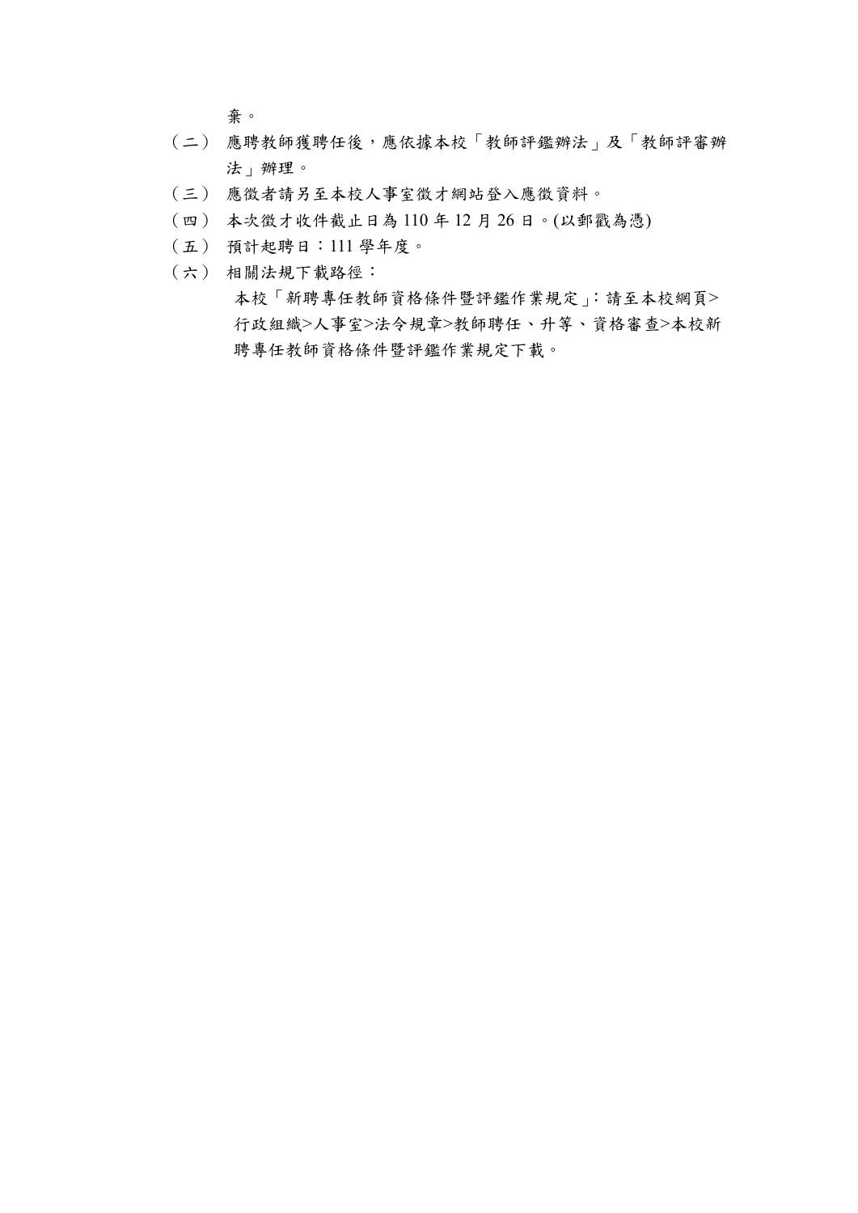棄。

（二） 應聘教師獲聘任後，應依據本校「教師評鑑辦法」及「教師評審辦法」辦理。

（三） 應徵者請另至本校人事室徵才網站登入應徵資料。

（四） 本次徵才收件截止日為 110 年 12 月 26 日。(以郵戳為憑)

（五） 預計起聘日：111 學年度。

（六） 相關法規下載路徑：

本校「新聘專任教師資格條件暨評鑑作業規定」：請至本校網頁>行政組織>人事室>法令規章>教師聘任、升等、資格審查>本校新聘專任教師資格條件暨評鑑作業規定下載。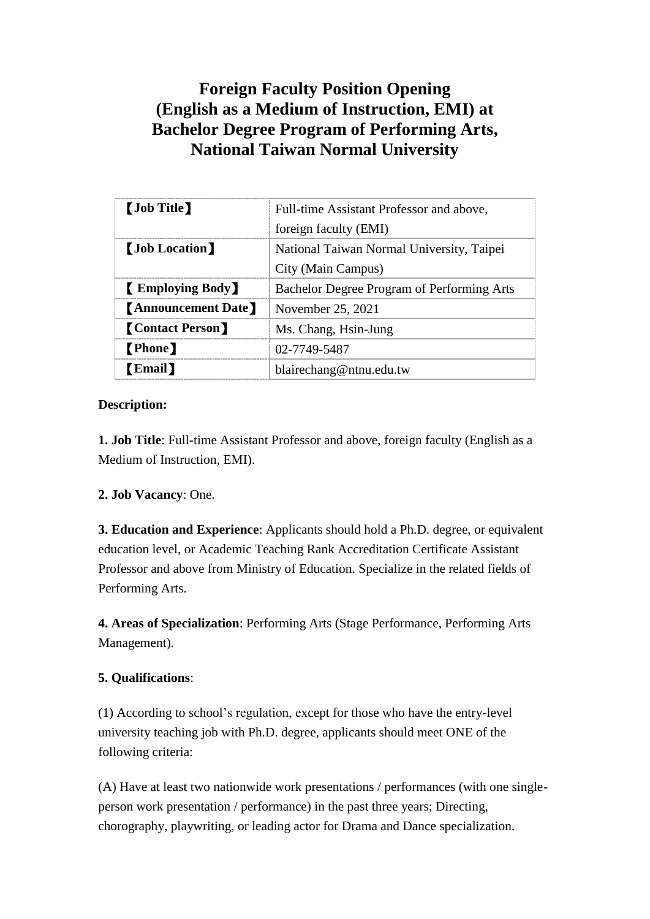# Foreign Faculty Position Opening (English as a Medium of Instruction, EMI) at Bachelor Degree Program of Performing Arts, National Taiwan Normal University

| 【Job Title】 | Full-time Assistant Professor and above, foreign faculty (EMI) |
|---|---|
| 【Job Location】 | National Taiwan Normal University, Taipei City (Main Campus) |
| 【 Employing Body】 | Bachelor Degree Program of Performing Arts |
| 【Announcement Date】 | November 25, 2021 |
| 【Contact Person】 | Ms. Chang, Hsin-Jung |
| 【Phone】 | 02-7749-5487 |
| 【Email】 | blairechang@ntnu.edu.tw |

**Description:**

**1. Job Title**: Full-time Assistant Professor and above, foreign faculty (English as a Medium of Instruction, EMI).

**2. Job Vacancy**: One.

**3. Education and Experience**: Applicants should hold a Ph.D. degree, or equivalent education level, or Academic Teaching Rank Accreditation Certificate Assistant Professor and above from Ministry of Education. Specialize in the related fields of Performing Arts.

**4. Areas of Specialization**: Performing Arts (Stage Performance, Performing Arts Management).

**5. Qualifications**:

(1) According to school's regulation, except for those who have the entry-level university teaching job with Ph.D. degree, applicants should meet ONE of the following criteria:

(A) Have at least two nationwide work presentations / performances (with one single-person work presentation / performance) in the past three years; Directing, chorography, playwriting, or leading actor for Drama and Dance specialization.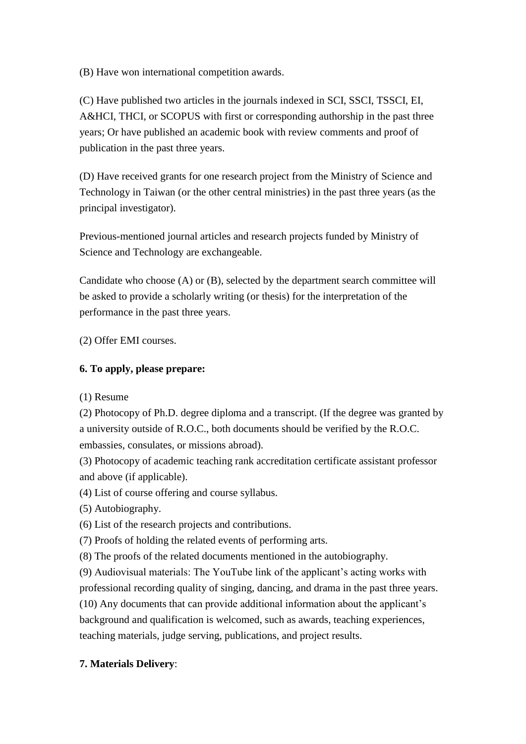(B) Have won international competition awards.

(C) Have published two articles in the journals indexed in SCI, SSCI, TSSCI, EI, A&HCI, THCI, or SCOPUS with first or corresponding authorship in the past three years; Or have published an academic book with review comments and proof of publication in the past three years.

(D) Have received grants for one research project from the Ministry of Science and Technology in Taiwan (or the other central ministries) in the past three years (as the principal investigator).

Previous-mentioned journal articles and research projects funded by Ministry of Science and Technology are exchangeable.

Candidate who choose (A) or (B), selected by the department search committee will be asked to provide a scholarly writing (or thesis) for the interpretation of the performance in the past three years.

(2) Offer EMI courses.

**6. To apply, please prepare:**

(1) Resume
(2) Photocopy of Ph.D. degree diploma and a transcript. (If the degree was granted by a university outside of R.O.C., both documents should be verified by the R.O.C. embassies, consulates, or missions abroad).
(3) Photocopy of academic teaching rank accreditation certificate assistant professor and above (if applicable).
(4) List of course offering and course syllabus.
(5) Autobiography.
(6) List of the research projects and contributions.
(7) Proofs of holding the related events of performing arts.
(8) The proofs of the related documents mentioned in the autobiography.
(9) Audiovisual materials: The YouTube link of the applicant's acting works with professional recording quality of singing, dancing, and drama in the past three years.
(10) Any documents that can provide additional information about the applicant's background and qualification is welcomed, such as awards, teaching experiences, teaching materials, judge serving, publications, and project results.

**7. Materials Delivery**: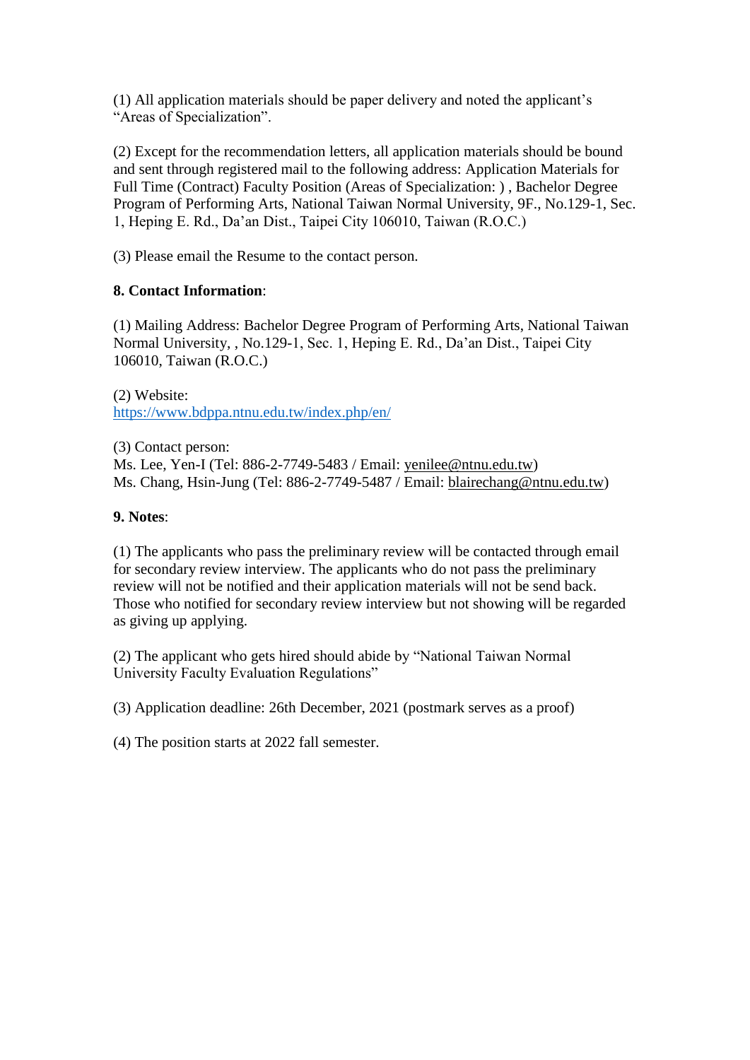(1) All application materials should be paper delivery and noted the applicant's "Areas of Specialization".

(2) Except for the recommendation letters, all application materials should be bound and sent through registered mail to the following address: Application Materials for Full Time (Contract) Faculty Position (Areas of Specialization: ) , Bachelor Degree Program of Performing Arts, National Taiwan Normal University, 9F., No.129-1, Sec. 1, Heping E. Rd., Da'an Dist., Taipei City 106010, Taiwan (R.O.C.)

(3) Please email the Resume to the contact person.

**8. Contact Information**:

(1) Mailing Address: Bachelor Degree Program of Performing Arts, National Taiwan Normal University, , No.129-1, Sec. 1, Heping E. Rd., Da'an Dist., Taipei City 106010, Taiwan (R.O.C.)

(2) Website:
https://www.bdppa.ntnu.edu.tw/index.php/en/

(3) Contact person:
Ms. Lee, Yen-I (Tel: 886-2-7749-5483 / Email: yenilee@ntnu.edu.tw)
Ms. Chang, Hsin-Jung (Tel: 886-2-7749-5487 / Email: blairechang@ntnu.edu.tw)

**9. Notes**:

(1) The applicants who pass the preliminary review will be contacted through email for secondary review interview. The applicants who do not pass the preliminary review will not be notified and their application materials will not be send back. Those who notified for secondary review interview but not showing will be regarded as giving up applying.

(2) The applicant who gets hired should abide by "National Taiwan Normal University Faculty Evaluation Regulations"

(3) Application deadline: 26th December, 2021 (postmark serves as a proof)

(4) The position starts at 2022 fall semester.